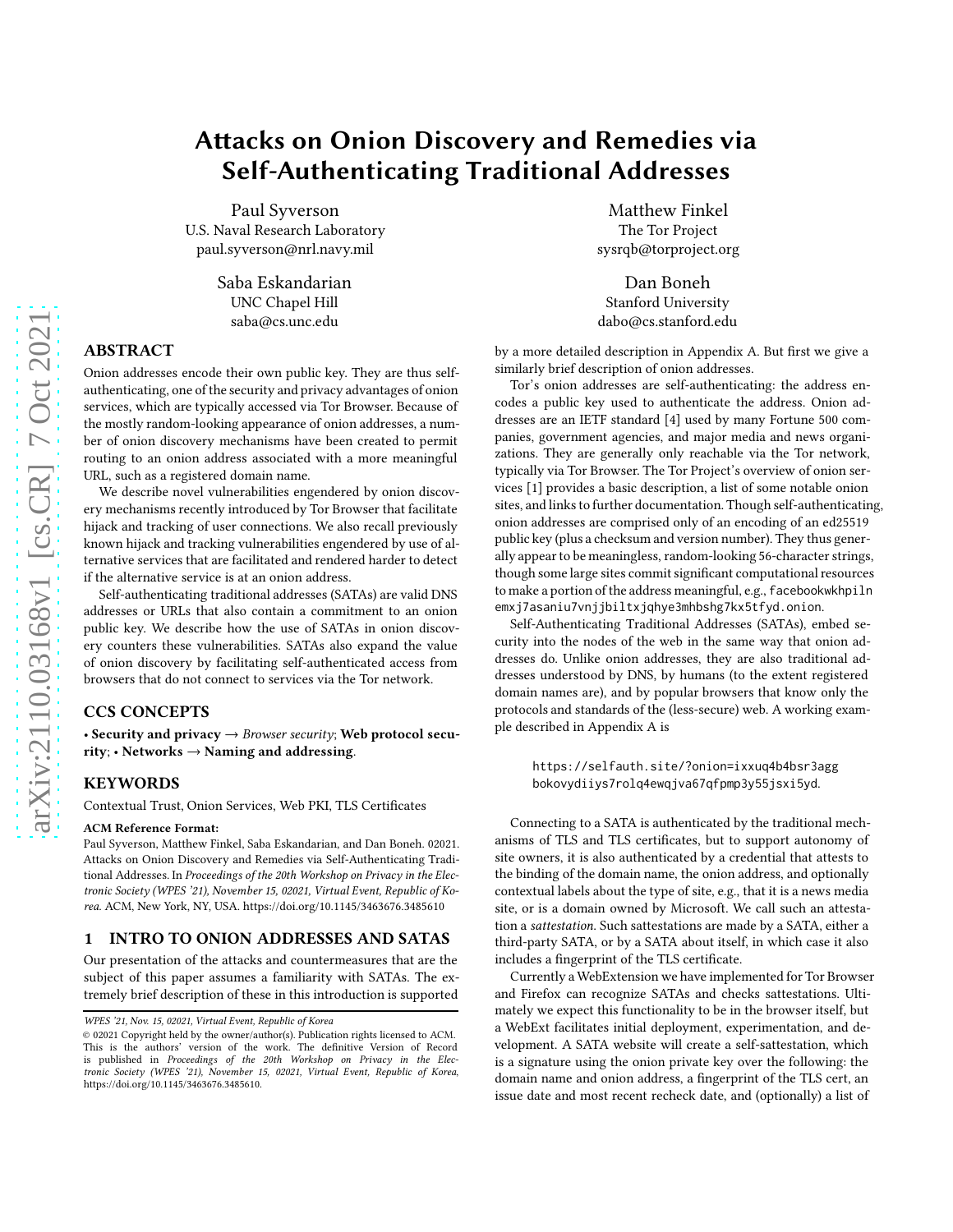# Attacks on Onion Discovery and Remedies via Self-Authenticating Traditional Addresses

Paul Syverson
U.S. Naval Research Laboratory
paul.syverson@nrl.navy.mil

Matthew Finkel
The Tor Project
sysrqb@torproject.org

Saba Eskandarian
UNC Chapel Hill
saba@cs.unc.edu

Dan Boneh
Stanford University
dabo@cs.stanford.edu

## ABSTRACT

Onion addresses encode their own public key. They are thus self-authenticating, one of the security and privacy advantages of onion services, which are typically accessed via Tor Browser. Because of the mostly random-looking appearance of onion addresses, a number of onion discovery mechanisms have been created to permit routing to an onion address associated with a more meaningful URL, such as a registered domain name.

We describe novel vulnerabilities engendered by onion discovery mechanisms recently introduced by Tor Browser that facilitate hijack and tracking of user connections. We also recall previously known hijack and tracking vulnerabilities engendered by use of alternative services that are facilitated and rendered harder to detect if the alternative service is at an onion address.

Self-authenticating traditional addresses (SATAs) are valid DNS addresses or URLs that also contain a commitment to an onion public key. We describe how the use of SATAs in onion discovery counters these vulnerabilities. SATAs also expand the value of onion discovery by facilitating self-authenticated access from browsers that do not connect to services via the Tor network.

## CCS CONCEPTS

• **Security and privacy** → *Browser security*; **Web protocol security**; • **Networks** → **Naming and addressing**.

## KEYWORDS

Contextual Trust, Onion Services, Web PKI, TLS Certificates

**ACM Reference Format:**
Paul Syverson, Matthew Finkel, Saba Eskandarian, and Dan Boneh. 02021. Attacks on Onion Discovery and Remedies via Self-Authenticating Traditional Addresses. In *Proceedings of the 20th Workshop on Privacy in the Electronic Society (WPES '21), November 15, 02021, Virtual Event, Republic of Korea.* ACM, New York, NY, USA. https://doi.org/10.1145/3463676.3485610

## 1 INTRO TO ONION ADDRESSES AND SATAS

Our presentation of the attacks and countermeasures that are the subject of this paper assumes a familiarity with SATAs. The extremely brief description of these in this introduction is supported by a more detailed description in Appendix A. But first we give a similarly brief description of onion addresses.

Tor's onion addresses are self-authenticating: the address encodes a public key used to authenticate the address. Onion addresses are an IETF standard [4] used by many Fortune 500 companies, government agencies, and major media and news organizations. They are generally only reachable via the Tor network, typically via Tor Browser. The Tor Project's overview of onion services [1] provides a basic description, a list of some notable onion sites, and links to further documentation. Though self-authenticating, onion addresses are comprised only of an encoding of an ed25519 public key (plus a checksum and version number). They thus generally appear to be meaningless, random-looking 56-character strings, though some large sites commit significant computational resources to make a portion of the address meaningful, e.g., `facebookwkhpilnemxj7asaniu7vnjjbiltxjqhye3mhbshg7kx5tfyd.onion`.

Self-Authenticating Traditional Addresses (SATAs), embed security into the nodes of the web in the same way that onion addresses do. Unlike onion addresses, they are also traditional addresses understood by DNS, by humans (to the extent registered domain names are), and by popular browsers that know only the protocols and standards of the (less-secure) web. A working example described in Appendix A is

```
https://selfauth.site/?onion=ixxuq4b4bsr3agg
bokovydiiys7rolq4ewqjva67qfpmp3y55jsxi5yd.
```

Connecting to a SATA is authenticated by the traditional mechanisms of TLS and TLS certificates, but to support autonomy of site owners, it is also authenticated by a credential that attests to the binding of the domain name, the onion address, and optionally contextual labels about the type of site, e.g., that it is a news media site, or is a domain owned by Microsoft. We call such an attestation a *sattestation*. Such sattestations are made by a SATA, either a third-party SATA, or by a SATA about itself, in which case it also includes a fingerprint of the TLS certificate.

Currently a WebExtension we have implemented for Tor Browser and Firefox can recognize SATAs and checks sattestations. Ultimately we expect this functionality to be in the browser itself, but a WebExt facilitates initial deployment, experimentation, and development. A SATA website will create a self-sattestation, which is a signature using the onion private key over the following: the domain name and onion address, a fingerprint of the TLS cert, an issue date and most recent recheck date, and (optionally) a list of

---

*WPES '21, Nov. 15, 02021, Virtual Event, Republic of Korea*
© 02021 Copyright held by the owner/author(s). Publication rights licensed to ACM. This is the authors' version of the work. The definitive Version of Record is published in *Proceedings of the 20th Workshop on Privacy in the Electronic Society (WPES '21), November 15, 02021, Virtual Event, Republic of Korea*, https://doi.org/10.1145/3463676.3485610.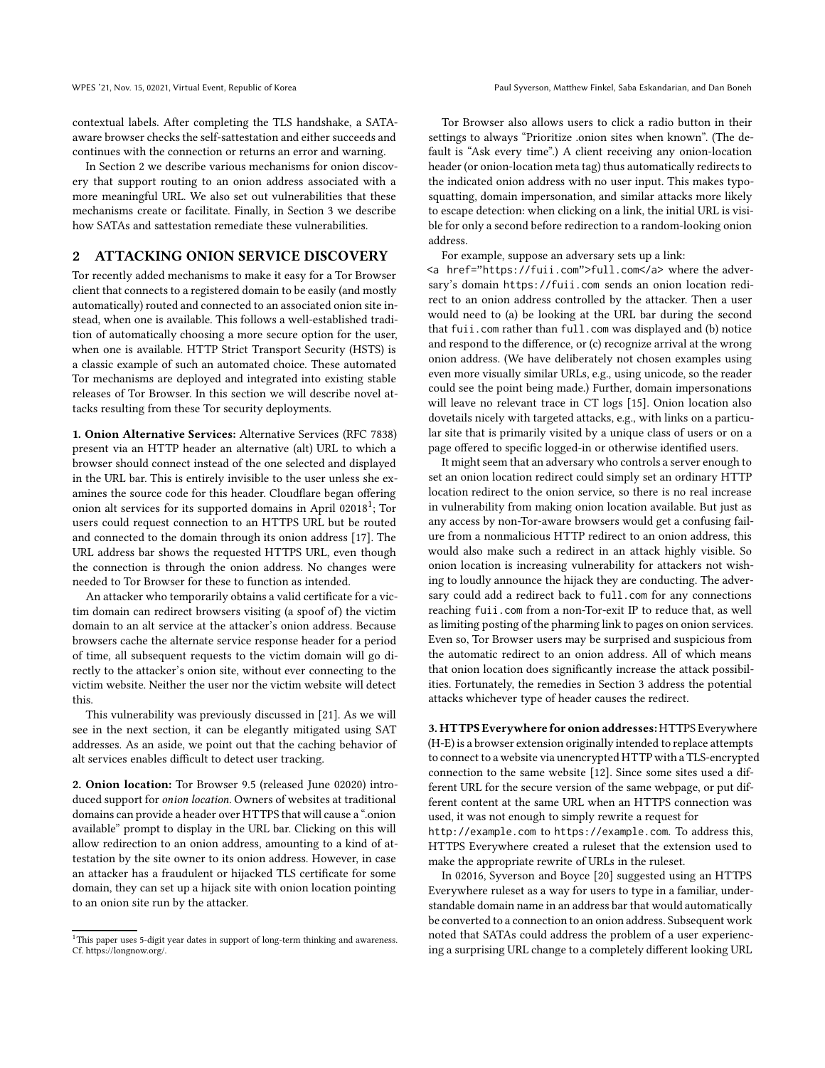contextual labels. After completing the TLS handshake, a SATA-aware browser checks the self-sattestation and either succeeds and continues with the connection or returns an error and warning.

In Section 2 we describe various mechanisms for onion discovery that support routing to an onion address associated with a more meaningful URL. We also set out vulnerabilities that these mechanisms create or facilitate. Finally, in Section 3 we describe how SATAs and sattestation remediate these vulnerabilities.

## 2 ATTACKING ONION SERVICE DISCOVERY

Tor recently added mechanisms to make it easy for a Tor Browser client that connects to a registered domain to be easily (and mostly automatically) routed and connected to an associated onion site instead, when one is available. This follows a well-established tradition of automatically choosing a more secure option for the user, when one is available. HTTP Strict Transport Security (HSTS) is a classic example of such an automated choice. These automated Tor mechanisms are deployed and integrated into existing stable releases of Tor Browser. In this section we will describe novel attacks resulting from these Tor security deployments.

**1. Onion Alternative Services:** Alternative Services (RFC 7838) present via an HTTP header an alternative (alt) URL to which a browser should connect instead of the one selected and displayed in the URL bar. This is entirely invisible to the user unless she examines the source code for this header. Cloudflare began offering onion alt services for its supported domains in April 02018[1]; Tor users could request connection to an HTTPS URL but be routed and connected to the domain through its onion address [17]. The URL address bar shows the requested HTTPS URL, even though the connection is through the onion address. No changes were needed to Tor Browser for these to function as intended.

An attacker who temporarily obtains a valid certificate for a victim domain can redirect browsers visiting (a spoof of) the victim domain to an alt service at the attacker's onion address. Because browsers cache the alternate service response header for a period of time, all subsequent requests to the victim domain will go directly to the attacker's onion site, without ever connecting to the victim website. Neither the user nor the victim website will detect this.

This vulnerability was previously discussed in [21]. As we will see in the next section, it can be elegantly mitigated using SAT addresses. As an aside, we point out that the caching behavior of alt services enables difficult to detect user tracking.

**2. Onion location:** Tor Browser 9.5 (released June 02020) introduced support for *onion location*. Owners of websites at traditional domains can provide a header over HTTPS that will cause a ".onion available" prompt to display in the URL bar. Clicking on this will allow redirection to an onion address, amounting to a kind of attestation by the site owner to its onion address. However, in case an attacker has a fraudulent or hijacked TLS certificate for some domain, they can set up a hijack site with onion location pointing to an onion site run by the attacker.

Tor Browser also allows users to click a radio button in their settings to always "Prioritize .onion sites when known". (The default is "Ask every time".) A client receiving any onion-location header (or onion-location meta tag) thus automatically redirects to the indicated onion address with no user input. This makes typosquatting, domain impersonation, and similar attacks more likely to escape detection: when clicking on a link, the initial URL is visible for only a second before redirection to a random-looking onion address.

For example, suppose an adversary sets up a link:
`<a href="https://fuii.com">full.com</a>` where the adversary's domain `https://fuii.com` sends an onion location redirect to an onion address controlled by the attacker. Then a user would need to (a) be looking at the URL bar during the second that `fuii.com` rather than `full.com` was displayed and (b) notice and respond to the difference, or (c) recognize arrival at the wrong onion address. (We have deliberately not chosen examples using even more visually similar URLs, e.g., using unicode, so the reader could see the point being made.) Further, domain impersonations will leave no relevant trace in CT logs [15]. Onion location also dovetails nicely with targeted attacks, e.g., with links on a particular site that is primarily visited by a unique class of users or on a page offered to specific logged-in or otherwise identified users.

It might seem that an adversary who controls a server enough to set an onion location redirect could simply set an ordinary HTTP location redirect to the onion service, so there is no real increase in vulnerability from making onion location available. But just as any access by non-Tor-aware browsers would get a confusing failure from a nonmalicious HTTP redirect to an onion address, this would also make such a redirect in an attack highly visible. So onion location is increasing vulnerability for attackers not wishing to loudly announce the hijack they are conducting. The adversary could add a redirect back to `full.com` for any connections reaching `fuii.com` from a non-Tor-exit IP to reduce that, as well as limiting posting of the pharming link to pages on onion services. Even so, Tor Browser users may be surprised and suspicious from the automatic redirect to an onion address. All of which means that onion location does significantly increase the attack possibilities. Fortunately, the remedies in Section 3 address the potential attacks whichever type of header causes the redirect.

**3. HTTPS Everywhere for onion addresses:** HTTPS Everywhere (H-E) is a browser extension originally intended to replace attempts to connect to a website via unencrypted HTTP with a TLS-encrypted connection to the same website [12]. Since some sites used a different URL for the secure version of the same webpage, or put different content at the same URL when an HTTPS connection was used, it was not enough to simply rewrite a request for `http://example.com` to `https://example.com`. To address this, HTTPS Everywhere created a ruleset that the extension used to make the appropriate rewrite of URLs in the ruleset.

In 02016, Syverson and Boyce [20] suggested using an HTTPS Everywhere ruleset as a way for users to type in a familiar, understandable domain name in an address bar that would automatically be converted to a connection to an onion address. Subsequent work noted that SATAs could address the problem of a user experiencing a surprising URL change to a completely different looking URL

[1] This paper uses 5-digit year dates in support of long-term thinking and awareness. Cf. https://longnow.org/.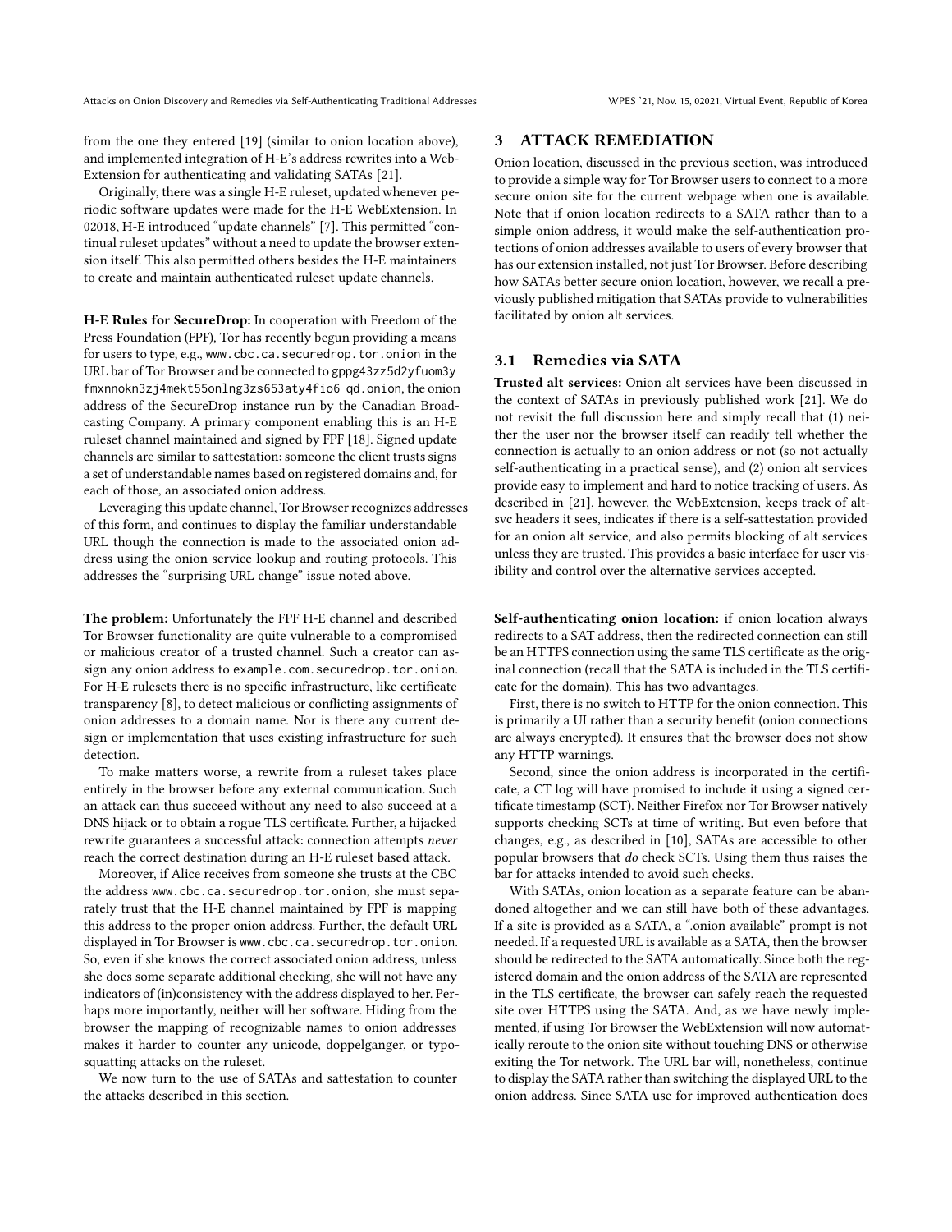from the one they entered [19] (similar to onion location above), and implemented integration of H-E's address rewrites into a WebExtension for authenticating and validating SATAs [21].

Originally, there was a single H-E ruleset, updated whenever periodic software updates were made for the H-E WebExtension. In 02018, H-E introduced "update channels" [7]. This permitted "continual ruleset updates" without a need to update the browser extension itself. This also permitted others besides the H-E maintainers to create and maintain authenticated ruleset update channels.

**H-E Rules for SecureDrop:** In cooperation with Freedom of the Press Foundation (FPF), Tor has recently begun providing a means for users to type, e.g., www.cbc.ca.securedrop.tor.onion in the URL bar of Tor Browser and be connected to gppg43zz5d2yfuom3yfmxnnokn3zj4mekt55onlng3zs653aty4fio6qd.onion, the onion address of the SecureDrop instance run by the Canadian Broadcasting Company. A primary component enabling this is an H-E ruleset channel maintained and signed by FPF [18]. Signed update channels are similar to sattestation: someone the client trusts signs a set of understandable names based on registered domains and, for each of those, an associated onion address.

Leveraging this update channel, Tor Browser recognizes addresses of this form, and continues to display the familiar understandable URL though the connection is made to the associated onion address using the onion service lookup and routing protocols. This addresses the "surprising URL change" issue noted above.

**The problem:** Unfortunately the FPF H-E channel and described Tor Browser functionality are quite vulnerable to a compromised or malicious creator of a trusted channel. Such a creator can assign any onion address to example.com.securedrop.tor.onion. For H-E rulesets there is no specific infrastructure, like certificate transparency [8], to detect malicious or conflicting assignments of onion addresses to a domain name. Nor is there any current design or implementation that uses existing infrastructure for such detection.

To make matters worse, a rewrite from a ruleset takes place entirely in the browser before any external communication. Such an attack can thus succeed without any need to also succeed at a DNS hijack or to obtain a rogue TLS certificate. Further, a hijacked rewrite guarantees a successful attack: connection attempts *never* reach the correct destination during an H-E ruleset based attack.

Moreover, if Alice receives from someone she trusts at the CBC the address www.cbc.ca.securedrop.tor.onion, she must separately trust that the H-E channel maintained by FPF is mapping this address to the proper onion address. Further, the default URL displayed in Tor Browser is www.cbc.ca.securedrop.tor.onion. So, even if she knows the correct associated onion address, unless she does some separate additional checking, she will not have any indicators of (in)consistency with the address displayed to her. Perhaps more importantly, neither will her software. Hiding from the browser the mapping of recognizable names to onion addresses makes it harder to counter any unicode, doppelganger, or typosquatting attacks on the ruleset.

We now turn to the use of SATAs and sattestation to counter the attacks described in this section.

# 3 ATTACK REMEDIATION

Onion location, discussed in the previous section, was introduced to provide a simple way for Tor Browser users to connect to a more secure onion site for the current webpage when one is available. Note that if onion location redirects to a SATA rather than to a simple onion address, it would make the self-authentication protections of onion addresses available to users of every browser that has our extension installed, not just Tor Browser. Before describing how SATAs better secure onion location, however, we recall a previously published mitigation that SATAs provide to vulnerabilities facilitated by onion alt services.

## 3.1 Remedies via SATA

**Trusted alt services:** Onion alt services have been discussed in the context of SATAs in previously published work [21]. We do not revisit the full discussion here and simply recall that (1) neither the user nor the browser itself can readily tell whether the connection is actually to an onion address or not (so not actually self-authenticating in a practical sense), and (2) onion alt services provide easy to implement and hard to notice tracking of users. As described in [21], however, the WebExtension, keeps track of alt-svc headers it sees, indicates if there is a self-sattestation provided for an onion alt service, and also permits blocking of alt services unless they are trusted. This provides a basic interface for user visibility and control over the alternative services accepted.

**Self-authenticating onion location:** if onion location always redirects to a SAT address, then the redirected connection can still be an HTTPS connection using the same TLS certificate as the original connection (recall that the SATA is included in the TLS certificate for the domain). This has two advantages.

First, there is no switch to HTTP for the onion connection. This is primarily a UI rather than a security benefit (onion connections are always encrypted). It ensures that the browser does not show any HTTP warnings.

Second, since the onion address is incorporated in the certificate, a CT log will have promised to include it using a signed certificate timestamp (SCT). Neither Firefox nor Tor Browser natively supports checking SCTs at time of writing. But even before that changes, e.g., as described in [10], SATAs are accessible to other popular browsers that *do* check SCTs. Using them thus raises the bar for attacks intended to avoid such checks.

With SATAs, onion location as a separate feature can be abandoned altogether and we can still have both of these advantages. If a site is provided as a SATA, a ".onion available" prompt is not needed. If a requested URL is available as a SATA, then the browser should be redirected to the SATA automatically. Since both the registered domain and the onion address of the SATA are represented in the TLS certificate, the browser can safely reach the requested site over HTTPS using the SATA. And, as we have newly implemented, if using Tor Browser the WebExtension will now automatically reroute to the onion site without touching DNS or otherwise exiting the Tor network. The URL bar will, nonetheless, continue to display the SATA rather than switching the displayed URL to the onion address. Since SATA use for improved authentication does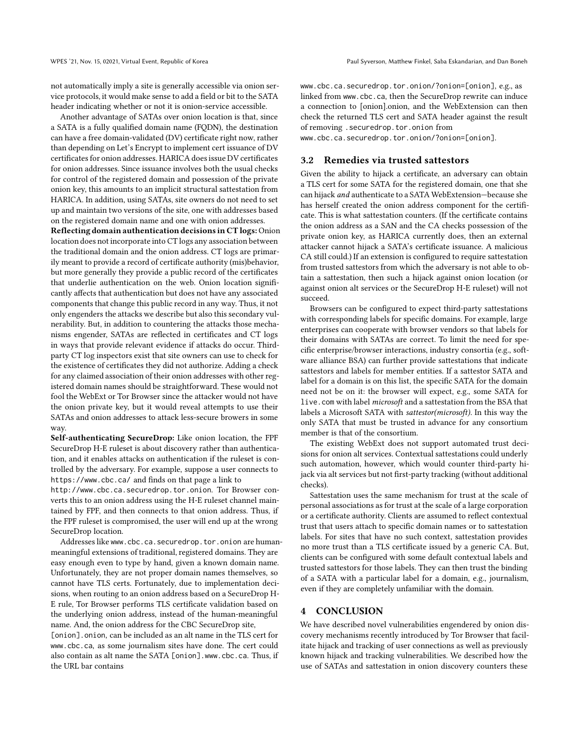not automatically imply a site is generally accessible via onion service protocols, it would make sense to add a field or bit to the SATA header indicating whether or not it is onion-service accessible.

Another advantage of SATAs over onion location is that, since a SATA is a fully qualified domain name (FQDN), the destination can have a free domain-validated (DV) certificate right now, rather than depending on Let's Encrypt to implement cert issuance of DV certificates for onion addresses. HARICA does issue DV certificates for onion addresses. Since issuance involves both the usual checks for control of the registered domain and possession of the private onion key, this amounts to an implicit structural sattestation from HARICA. In addition, using SATAs, site owners do not need to set up and maintain two versions of the site, one with addresses based on the registered domain name and one with onion addresses.

**Reflecting domain authentication decisions in CT logs:** Onion location does not incorporate into CT logs any association between the traditional domain and the onion address. CT logs are primarily meant to provide a record of certificate authority (mis)behavior, but more generally they provide a public record of the certificates that underlie authentication on the web. Onion location significantly affects that authentication but does not have any associated components that change this public record in any way. Thus, it not only engenders the attacks we describe but also this secondary vulnerability. But, in addition to countering the attacks those mechanisms engender, SATAs are reflected in certificates and CT logs in ways that provide relevant evidence if attacks do occur. Third-party CT log inspectors exist that site owners can use to check for the existence of certificates they did not authorize. Adding a check for any claimed association of their onion addresses with other registered domain names should be straightforward. These would not fool the WebExt or Tor Browser since the attacker would not have the onion private key, but it would reveal attempts to use their SATAs and onion addresses to attack less-secure browers in some way.

**Self-authenticating SecureDrop:** Like onion location, the FPF SecureDrop H-E ruleset is about discovery rather than authentication, and it enables attacks on authentication if the ruleset is controlled by the adversary. For example, suppose a user connects to `https://www.cbc.ca/` and finds on that page a link to `http://www.cbc.ca.securedrop.tor.onion`. Tor Browser converts this to an onion address using the H-E ruleset channel maintained by FPF, and then connects to that onion address. Thus, if the FPF ruleset is compromised, the user will end up at the wrong SecureDrop location.

Addresses like `www.cbc.ca.securedrop.tor.onion` are human-meaningful extensions of traditional, registered domains. They are easy enough even to type by hand, given a known domain name. Unfortunately, they are not proper domain names themselves, so cannot have TLS certs. Fortunately, due to implementation decisions, when routing to an onion address based on a SecureDrop H-E rule, Tor Browser performs TLS certificate validation based on the underlying onion address, instead of the human-meaningful name. And, the onion address for the CBC SecureDrop site, `[onion].onion`, can be included as an alt name in the TLS cert for `www.cbc.ca`, as some journalism sites have done. The cert could also contain as alt name the SATA `[onion].www.cbc.ca`. Thus, if the URL bar contains `www.cbc.ca.securedrop.tor.onion/?onion=[onion]`, e.g., as linked from `www.cbc.ca`, then the SecureDrop rewrite can induce a connection to [onion].onion, and the WebExtension can then check the returned TLS cert and SATA header against the result of removing `.securedrop.tor.onion` from `www.cbc.ca.securedrop.tor.onion/?onion=[onion]`.

## 3.2 Remedies via trusted sattestors

Given the ability to hijack a certificate, an adversary can obtain a TLS cert for some SATA for the registered domain, one that she can hijack *and* authenticate to a SATA WebExtension—because she has herself created the onion address component for the certificate. This is what sattestation counters. (If the certificate contains the onion address as a SAN and the CA checks possession of the private onion key, as HARICA currently does, then an external attacker cannot hijack a SATA's certificate issuance. A malicious CA still could.) If an extension is configured to require sattestation from trusted sattestors from which the adversary is not able to obtain a sattestation, then such a hijack against onion location (or against onion alt services or the SecureDrop H-E ruleset) will not succeed.

Browsers can be configured to expect third-party sattestations with corresponding labels for specific domains. For example, large enterprises can cooperate with browser vendors so that labels for their domains with SATAs are correct. To limit the need for specific enterprise/browser interactions, industry consortia (e.g., software alliance BSA) can further provide sattestations that indicate sattestors and labels for member entities. If a sattestor SATA and label for a domain is on this list, the specific SATA for the domain need not be on it: the browser will expect, e.g., some SATA for `live.com` with label *microsoft* and a sattestation from the BSA that labels a Microsoft SATA with *sattestor(microsoft)*. In this way the only SATA that must be trusted in advance for any consortium member is that of the consortium.

The existing WebExt does not support automated trust decisions for onion alt services. Contextual sattestations could underly such automation, however, which would counter third-party hijack via alt services but not first-party tracking (without additional checks).

Sattestation uses the same mechanism for trust at the scale of personal associations as for trust at the scale of a large corporation or a certificate authority. Clients are assumed to reflect contextual trust that users attach to specific domain names or to sattestation labels. For sites that have no such context, sattestation provides no more trust than a TLS certificate issued by a generic CA. But, clients can be configured with some default contextual labels and trusted sattestors for those labels. They can then trust the binding of a SATA with a particular label for a domain, e.g., journalism, even if they are completely unfamiliar with the domain.

# 4 CONCLUSION

We have described novel vulnerabilities engendered by onion discovery mechanisms recently introduced by Tor Browser that facilitate hijack and tracking of user connections as well as previously known hijack and tracking vulnerabilities. We described how the use of SATAs and sattestation in onion discovery counters these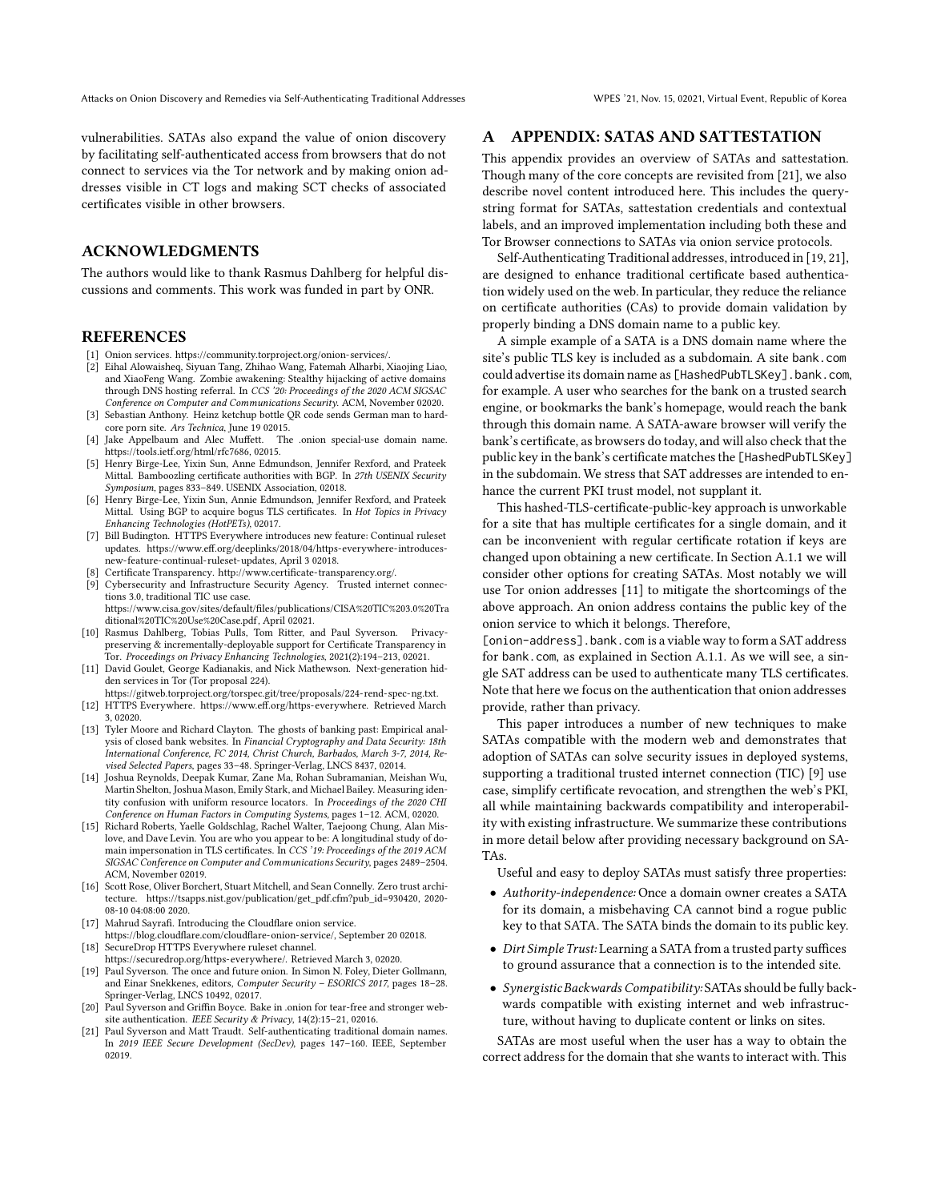vulnerabilities. SATAs also expand the value of onion discovery by facilitating self-authenticated access from browsers that do not connect to services via the Tor network and by making onion addresses visible in CT logs and making SCT checks of associated certificates visible in other browsers.

## ACKNOWLEDGMENTS

The authors would like to thank Rasmus Dahlberg for helpful discussions and comments. This work was funded in part by ONR.

## REFERENCES

- [1] Onion services. https://community.torproject.org/onion-services/.
- [2] Eihal Alowaisheq, Siyuan Tang, Zhihao Wang, Fatemah Alharbi, Xiaojing Liao, and XiaoFeng Wang. Zombie awakening: Stealthy hijacking of active domains through DNS hosting referral. In *CCS '20: Proceedings of the 2020 ACM SIGSAC Conference on Computer and Communications Security*. ACM, November 02020.
- [3] Sebastian Anthony. Heinz ketchup bottle QR code sends German man to hardcore porn site. *Ars Technica*, June 19 02015.
- [4] Jake Appelbaum and Alec Muffett. The .onion special-use domain name. https://tools.ietf.org/html/rfc7686, 02015.
- [5] Henry Birge-Lee, Yixin Sun, Anne Edmundson, Jennifer Rexford, and Prateek Mittal. Bamboozling certificate authorities with BGP. In *27th USENIX Security Symposium*, pages 833–849. USENIX Association, 02018.
- [6] Henry Birge-Lee, Yixin Sun, Annie Edmundson, Jennifer Rexford, and Prateek Mittal. Using BGP to acquire bogus TLS certificates. In *Hot Topics in Privacy Enhancing Technologies (HotPETs)*, 02017.
- [7] Bill Budington. HTTPS Everywhere introduces new feature: Continual ruleset updates. https://www.eff.org/deeplinks/2018/04/https-everywhere-introduces-new-feature-continual-ruleset-updates, April 3 02018.
- [8] Certificate Transparency. http://www.certificate-transparency.org/.
- [9] Cybersecurity and Infrastructure Security Agency. Trusted internet connections 3.0, traditional TIC use case. https://www.cisa.gov/sites/default/files/publications/CISA%20TIC%203.0%20Traditional%20TIC%20Use%20Case.pdf, April 02021.
- [10] Rasmus Dahlberg, Tobias Pulls, Tom Ritter, and Paul Syverson. Privacy-preserving & incrementally-deployable support for Certificate Transparency in Tor. *Proceedings on Privacy Enhancing Technologies*, 2021(2):194–213, 02021.
- [11] David Goulet, George Kadianakis, and Nick Mathewson. Next-generation hidden services in Tor (Tor proposal 224). https://gitweb.torproject.org/torspec.git/tree/proposals/224-rend-spec-ng.txt.
- [12] HTTPS Everywhere. https://www.eff.org/https-everywhere. Retrieved March 3, 02020.
- [13] Tyler Moore and Richard Clayton. The ghosts of banking past: Empirical analysis of closed bank websites. In *Financial Cryptography and Data Security: 18th International Conference, FC 2014, Christ Church, Barbados, March 3-7, 2014, Revised Selected Papers*, pages 33–48. Springer-Verlag, LNCS 8437, 02014.
- [14] Joshua Reynolds, Deepak Kumar, Zane Ma, Rohan Subramanian, Meishan Wu, Martin Shelton, Joshua Mason, Emily Stark, and Michael Bailey. Measuring identity confusion with uniform resource locators. In *Proceedings of the 2020 CHI Conference on Human Factors in Computing Systems*, pages 1–12. ACM, 02020.
- [15] Richard Roberts, Yaelle Goldschlag, Rachel Walter, Taejoong Chung, Alan Mislove, and Dave Levin. You are who you appear to be: A longitudinal study of domain impersonation in TLS certificates. In *CCS '19: Proceedings of the 2019 ACM SIGSAC Conference on Computer and Communications Security*, pages 2489–2504. ACM, November 02019.
- [16] Scott Rose, Oliver Borchert, Stuart Mitchell, and Sean Connelly. Zero trust architecture. https://tsapps.nist.gov/publication/get_pdf.cfm?pub_id=930420, 2020-08-10 04:08:00 2020.
- [17] Mahrud Sayrafi. Introducing the Cloudflare onion service. https://blog.cloudflare.com/cloudflare-onion-service/, September 20 02018.
- [18] SecureDrop HTTPS Everywhere ruleset channel. https://securedrop.org/https-everywhere/. Retrieved March 3, 02020.
- [19] Paul Syverson. The once and future onion. In Simon N. Foley, Dieter Gollmann, and Einar Snekkenes, editors, *Computer Security – ESORICS 2017*, pages 18–28. Springer-Verlag, LNCS 10492, 02017.
- [20] Paul Syverson and Griffin Boyce. Bake in .onion for tear-free and stronger website authentication. *IEEE Security & Privacy*, 14(2):15–21, 02016.
- [21] Paul Syverson and Matt Traudt. Self-authenticating traditional domain names. In *2019 IEEE Secure Development (SecDev)*, pages 147–160. IEEE, September 02019.

## A APPENDIX: SATAS AND SATTESTATION

This appendix provides an overview of SATAs and sattestation. Though many of the core concepts are revisited from [21], we also describe novel content introduced here. This includes the query-string format for SATAs, sattestation credentials and contextual labels, and an improved implementation including both these and Tor Browser connections to SATAs via onion service protocols.

Self-Authenticating Traditional addresses, introduced in [19, 21], are designed to enhance traditional certificate based authentication widely used on the web. In particular, they reduce the reliance on certificate authorities (CAs) to provide domain validation by properly binding a DNS domain name to a public key.

A simple example of a SATA is a DNS domain name where the site's public TLS key is included as a subdomain. A site `bank.com` could advertise its domain name as `[HashedPubTLSKey].bank.com`, for example. A user who searches for the bank on a trusted search engine, or bookmarks the bank's homepage, would reach the bank through this domain name. A SATA-aware browser will verify the bank's certificate, as browsers do today, and will also check that the public key in the bank's certificate matches the `[HashedPubTLSKey]` in the subdomain. We stress that SAT addresses are intended to enhance the current PKI trust model, not supplant it.

This hashed-TLS-certificate-public-key approach is unworkable for a site that has multiple certificates for a single domain, and it can be inconvenient with regular certificate rotation if keys are changed upon obtaining a new certificate. In Section A.1.1 we will consider other options for creating SATAs. Most notably we will use Tor onion addresses [11] to mitigate the shortcomings of the above approach. An onion address contains the public key of the onion service to which it belongs. Therefore, `[onion-address].bank.com` is a viable way to form a SAT address for `bank.com`, as explained in Section A.1.1. As we will see, a single SAT address can be used to authenticate many TLS certificates. Note that here we focus on the authentication that onion addresses provide, rather than privacy.

This paper introduces a number of new techniques to make SATAs compatible with the modern web and demonstrates that adoption of SATAs can solve security issues in deployed systems, supporting a traditional trusted internet connection (TIC) [9] use case, simplify certificate revocation, and strengthen the web's PKI, all while maintaining backwards compatibility and interoperability with existing infrastructure. We summarize these contributions in more detail below after providing necessary background on SATAs.

Useful and easy to deploy SATAs must satisfy three properties:

- *Authority-independence:* Once a domain owner creates a SATA for its domain, a misbehaving CA cannot bind a rogue public key to that SATA. The SATA binds the domain to its public key.
- *Dirt Simple Trust:* Learning a SATA from a trusted party suffices to ground assurance that a connection is to the intended site.
- *Synergistic Backwards Compatibility:* SATAs should be fully backwards compatible with existing internet and web infrastructure, without having to duplicate content or links on sites.

SATAs are most useful when the user has a way to obtain the correct address for the domain that she wants to interact with. This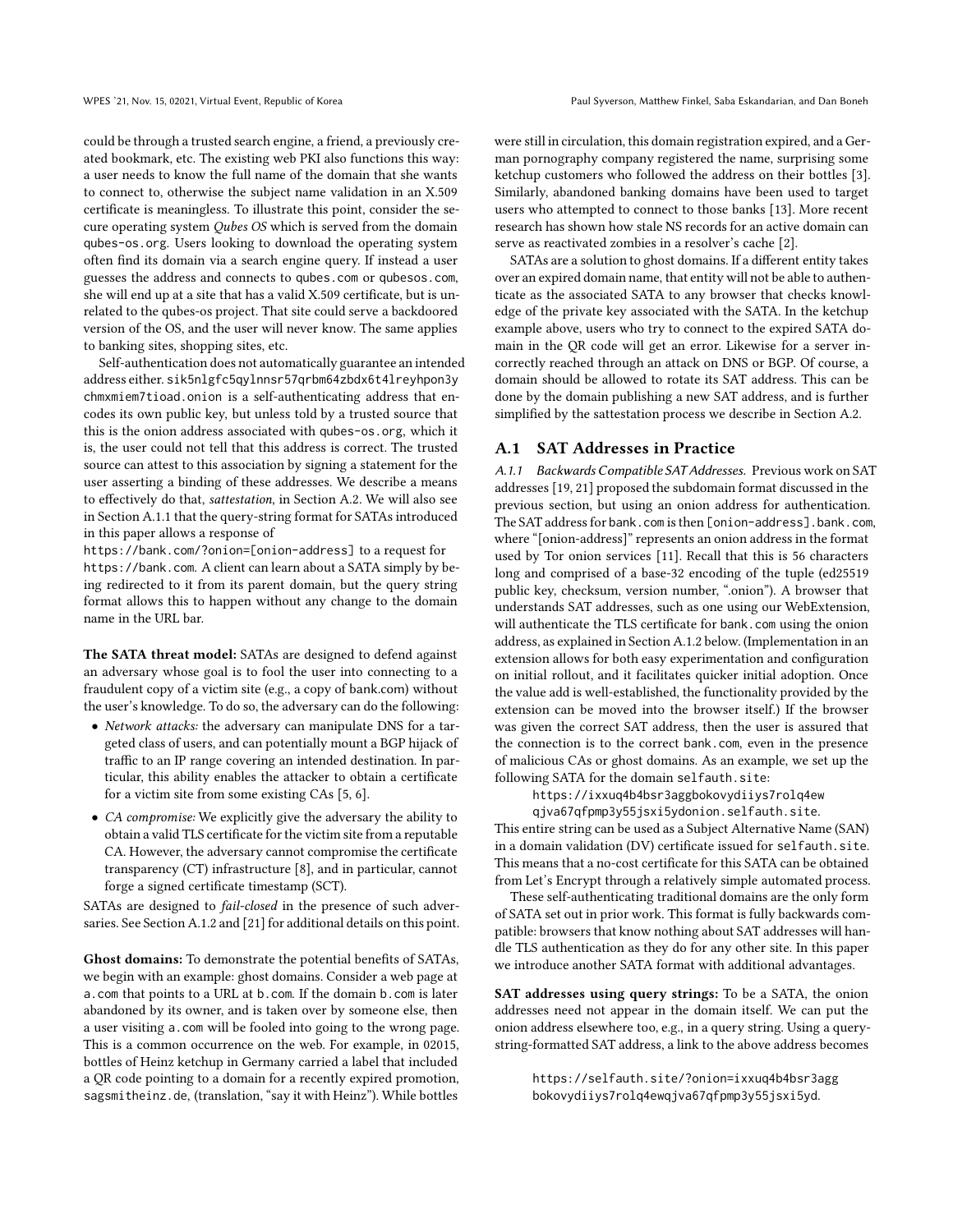could be through a trusted search engine, a friend, a previously created bookmark, etc. The existing web PKI also functions this way: a user needs to know the full name of the domain that she wants to connect to, otherwise the subject name validation in an X.509 certificate is meaningless. To illustrate this point, consider the secure operating system *Qubes OS* which is served from the domain qubes-os.org. Users looking to download the operating system often find its domain via a search engine query. If instead a user guesses the address and connects to qubes.com or qubesos.com, she will end up at a site that has a valid X.509 certificate, but is unrelated to the qubes-os project. That site could serve a backdoored version of the OS, and the user will never know. The same applies to banking sites, shopping sites, etc.

Self-authentication does not automatically guarantee an intended address either. sik5nlgfc5qylnnsr57qrbm64zbdx6t4lreyhpon3ychmxmiem7tioad.onion is a self-authenticating address that encodes its own public key, but unless told by a trusted source that this is the onion address associated with qubes-os.org, which it is, the user could not tell that this address is correct. The trusted source can attest to this association by signing a statement for the user asserting a binding of these addresses. We describe a means to effectively do that, *sattestation*, in Section A.2. We will also see in Section A.1.1 that the query-string format for SATAs introduced in this paper allows a response of https://bank.com/?onion=[onion-address] to a request for https://bank.com. A client can learn about a SATA simply by being redirected to it from its parent domain, but the query string format allows this to happen without any change to the domain name in the URL bar.

**The SATA threat model:** SATAs are designed to defend against an adversary whose goal is to fool the user into connecting to a fraudulent copy of a victim site (e.g., a copy of bank.com) without the user's knowledge. To do so, the adversary can do the following:

- *Network attacks:* the adversary can manipulate DNS for a targeted class of users, and can potentially mount a BGP hijack of traffic to an IP range covering an intended destination. In particular, this ability enables the attacker to obtain a certificate for a victim site from some existing CAs [5, 6].
- *CA compromise:* We explicitly give the adversary the ability to obtain a valid TLS certificate for the victim site from a reputable CA. However, the adversary cannot compromise the certificate transparency (CT) infrastructure [8], and in particular, cannot forge a signed certificate timestamp (SCT).

SATAs are designed to *fail-closed* in the presence of such adversaries. See Section A.1.2 and [21] for additional details on this point.

**Ghost domains:** To demonstrate the potential benefits of SATAs, we begin with an example: ghost domains. Consider a web page at a.com that points to a URL at b.com. If the domain b.com is later abandoned by its owner, and is taken over by someone else, then a user visiting a.com will be fooled into going to the wrong page. This is a common occurrence on the web. For example, in 02015, bottles of Heinz ketchup in Germany carried a label that included a QR code pointing to a domain for a recently expired promotion, sagsmitheinz.de, (translation, "say it with Heinz"). While bottles were still in circulation, this domain registration expired, and a German pornography company registered the name, surprising some ketchup customers who followed the address on their bottles [3]. Similarly, abandoned banking domains have been used to target users who attempted to connect to those banks [13]. More recent research has shown how stale NS records for an active domain can serve as reactivated zombies in a resolver's cache [2].

SATAs are a solution to ghost domains. If a different entity takes over an expired domain name, that entity will not be able to authenticate as the associated SATA to any browser that checks knowledge of the private key associated with the SATA. In the ketchup example above, users who try to connect to the expired SATA domain in the QR code will get an error. Likewise for a server incorrectly reached through an attack on DNS or BGP. Of course, a domain should be allowed to rotate its SAT address. This can be done by the domain publishing a new SAT address, and is further simplified by the sattestation process we describe in Section A.2.

## A.1 SAT Addresses in Practice

*A.1.1 Backwards Compatible SAT Addresses.* Previous work on SAT addresses [19, 21] proposed the subdomain format discussed in the previous section, but using an onion address for authentication. The SAT address for bank.com is then [onion-address].bank.com, where "[onion-address]" represents an onion address in the format used by Tor onion services [11]. Recall that this is 56 characters long and comprised of a base-32 encoding of the tuple (ed25519 public key, checksum, version number, ".onion"). A browser that understands SAT addresses, such as one using our WebExtension, will authenticate the TLS certificate for bank.com using the onion address, as explained in Section A.1.2 below. (Implementation in an extension allows for both easy experimentation and configuration on initial rollout, and it facilitates quicker initial adoption. Once the value add is well-established, the functionality provided by the extension can be moved into the browser itself.) If the browser was given the correct SAT address, then the user is assured that the connection is to the correct bank.com, even in the presence of malicious CAs or ghost domains. As an example, we set up the following SATA for the domain selfauth.site:

https://ixxuq4b4bsr3aggbokovydiiys7rolq4ewqjva67qfpmp3y55jsxi5ydonion.selfauth.site.

This entire string can be used as a Subject Alternative Name (SAN) in a domain validation (DV) certificate issued for selfauth.site. This means that a no-cost certificate for this SATA can be obtained from Let's Encrypt through a relatively simple automated process.

These self-authenticating traditional domains are the only form of SATA set out in prior work. This format is fully backwards compatible: browsers that know nothing about SAT addresses will handle TLS authentication as they do for any other site. In this paper we introduce another SATA format with additional advantages.

**SAT addresses using query strings:** To be a SATA, the onion addresses need not appear in the domain itself. We can put the onion address elsewhere too, e.g., in a query string. Using a query-string-formatted SAT address, a link to the above address becomes

https://selfauth.site/?onion=ixxuq4b4bsr3aggbokovydiiys7rolq4ewqjva67qfpmp3y55jsxi5yd.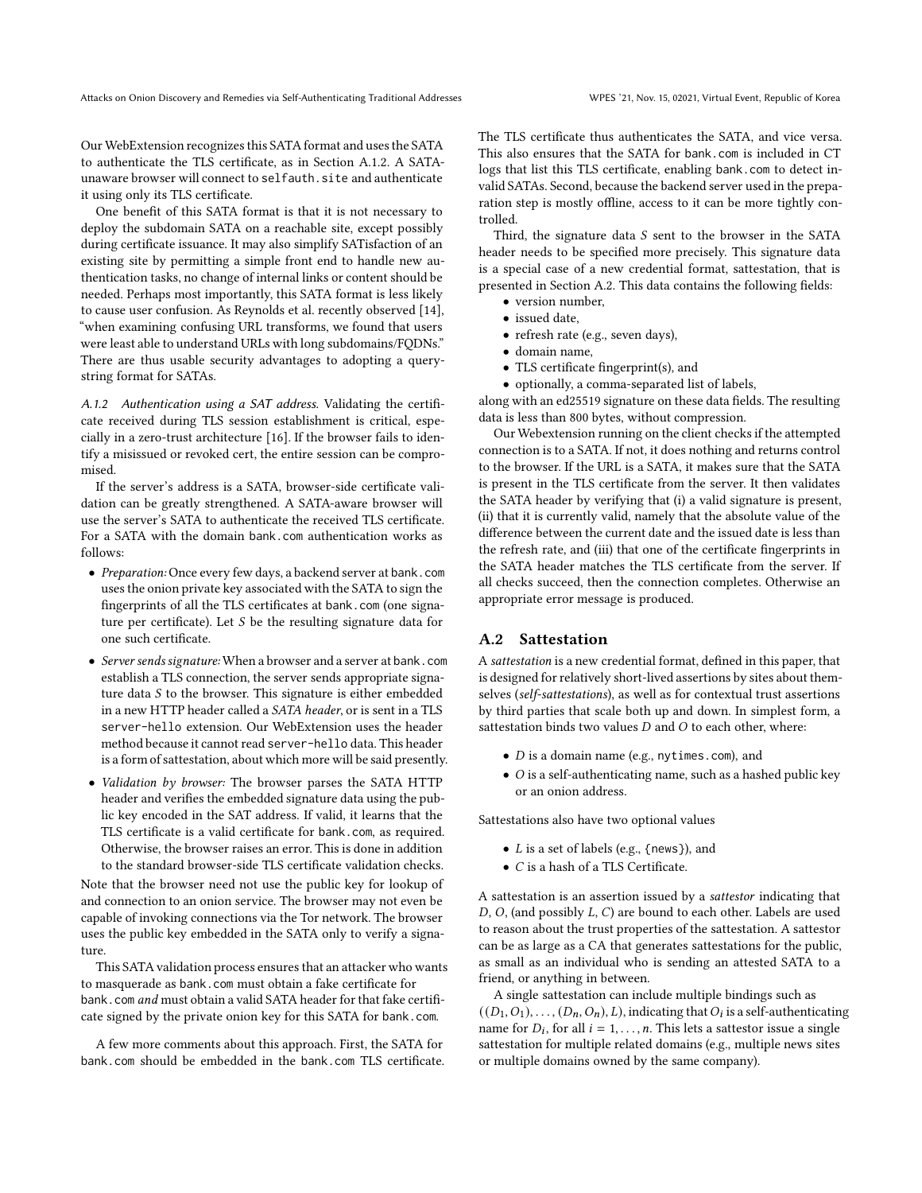Our WebExtension recognizes this SATA format and uses the SATA to authenticate the TLS certificate, as in Section A.1.2. A SATA-unaware browser will connect to selfauth.site and authenticate it using only its TLS certificate.

One benefit of this SATA format is that it is not necessary to deploy the subdomain SATA on a reachable site, except possibly during certificate issuance. It may also simplify SATisfaction of an existing site by permitting a simple front end to handle new authentication tasks, no change of internal links or content should be needed. Perhaps most importantly, this SATA format is less likely to cause user confusion. As Reynolds et al. recently observed [14], "when examining confusing URL transforms, we found that users were least able to understand URLs with long subdomains/FQDNs." There are thus usable security advantages to adopting a query-string format for SATAs.

#### A.1.2 Authentication using a SAT address.

Validating the certificate received during TLS session establishment is critical, especially in a zero-trust architecture [16]. If the browser fails to identify a misissued or revoked cert, the entire session can be compromised.

If the server's address is a SATA, browser-side certificate validation can be greatly strengthened. A SATA-aware browser will use the server's SATA to authenticate the received TLS certificate. For a SATA with the domain bank.com authentication works as follows:

- *Preparation:* Once every few days, a backend server at bank.com uses the onion private key associated with the SATA to sign the fingerprints of all the TLS certificates at bank.com (one signature per certificate). Let $S$ be the resulting signature data for one such certificate.
- *Server sends signature:* When a browser and a server at bank.com establish a TLS connection, the server sends appropriate signature data $S$ to the browser. This signature is either embedded in a new HTTP header called a *SATA header*, or is sent in a TLS server-hello extension. Our WebExtension uses the header method because it cannot read server-hello data. This header is a form of sattestation, about which more will be said presently.
- *Validation by browser:* The browser parses the SATA HTTP header and verifies the embedded signature data using the public key encoded in the SAT address. If valid, it learns that the TLS certificate is a valid certificate for bank.com, as required. Otherwise, the browser raises an error. This is done in addition to the standard browser-side TLS certificate validation checks.

Note that the browser need not use the public key for lookup of and connection to an onion service. The browser may not even be capable of invoking connections via the Tor network. The browser uses the public key embedded in the SATA only to verify a signature.

This SATA validation process ensures that an attacker who wants to masquerade as bank.com must obtain a fake certificate for bank.com *and* must obtain a valid SATA header for that fake certificate signed by the private onion key for this SATA for bank.com.

A few more comments about this approach. First, the SATA for bank.com should be embedded in the bank.com TLS certificate. The TLS certificate thus authenticates the SATA, and vice versa. This also ensures that the SATA for bank.com is included in CT logs that list this TLS certificate, enabling bank.com to detect invalid SATAs. Second, because the backend server used in the preparation step is mostly offline, access to it can be more tightly controlled.

Third, the signature data $S$ sent to the browser in the SATA header needs to be specified more precisely. This signature data is a special case of a new credential format, sattestation, that is presented in Section A.2. This data contains the following fields:

- version number,
- issued date,
- refresh rate (e.g., seven days),
- domain name,
- TLS certificate fingerprint(s), and
- optionally, a comma-separated list of labels,

along with an ed25519 signature on these data fields. The resulting data is less than 800 bytes, without compression.

Our Webextension running on the client checks if the attempted connection is to a SATA. If not, it does nothing and returns control to the browser. If the URL is a SATA, it makes sure that the SATA is present in the TLS certificate from the server. It then validates the SATA header by verifying that (i) a valid signature is present, (ii) that it is currently valid, namely that the absolute value of the difference between the current date and the issued date is less than the refresh rate, and (iii) that one of the certificate fingerprints in the SATA header matches the TLS certificate from the server. If all checks succeed, then the connection completes. Otherwise an appropriate error message is produced.

### A.2 Sattestation

A *sattestation* is a new credential format, defined in this paper, that is designed for relatively short-lived assertions by sites about themselves (*self-sattestations*), as well as for contextual trust assertions by third parties that scale both up and down. In simplest form, a sattestation binds two values $D$ and $O$ to each other, where:

- $D$ is a domain name (e.g., nytimes.com), and
- $O$ is a self-authenticating name, such as a hashed public key or an onion address.

Sattestations also have two optional values

- $L$ is a set of labels (e.g., {news}), and
- $C$ is a hash of a TLS Certificate.

A sattestation is an assertion issued by a *sattestor* indicating that $D$, $O$, (and possibly $L$, $C$) are bound to each other. Labels are used to reason about the trust properties of the sattestation. A sattestor can be as large as a CA that generates sattestations for the public, as small as an individual who is sending an attested SATA to a friend, or anything in between.

A single sattestation can include multiple bindings such as $((D_1, O_1), \ldots, (D_n, O_n), L)$, indicating that $O_i$ is a self-authenticating name for $D_i$, for all $i = 1, \ldots, n$. This lets a sattestor issue a single sattestation for multiple related domains (e.g., multiple news sites or multiple domains owned by the same company).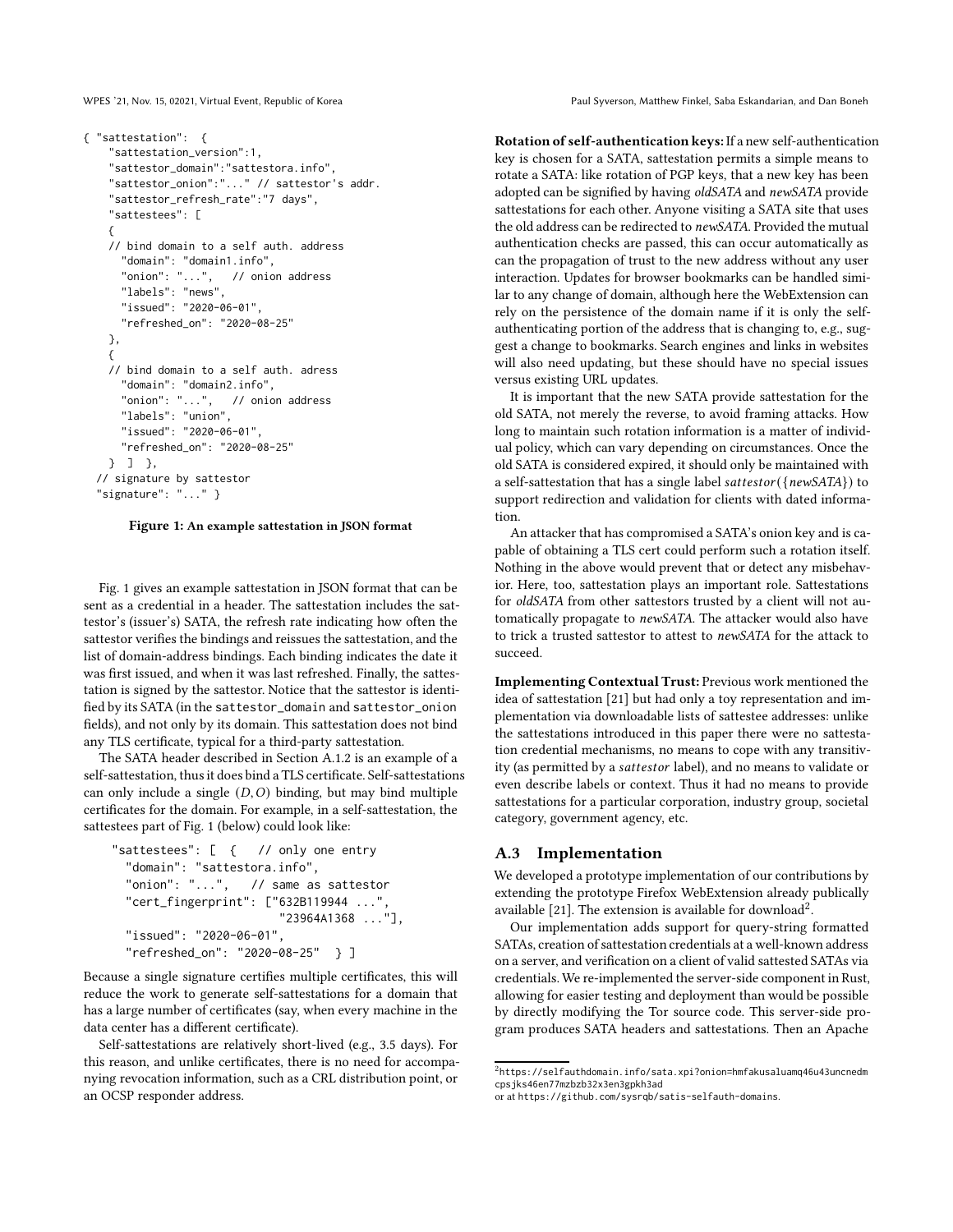```
{ "sattestation":  {
    "sattestation_version":1,
    "sattestor_domain":"sattestora.info",
    "sattestor_onion":"..." // sattestor's addr.
    "sattestor_refresh_rate":"7 days",
    "sattestees": [
    {
    // bind domain to a self auth. address
      "domain": "domain1.info",
      "onion": "...",   // onion address
      "labels": "news",
      "issued": "2020-06-01",
      "refreshed_on": "2020-08-25"
    },
    {
    // bind domain to a self auth. adress
      "domain": "domain2.info",
      "onion": "...",   // onion address
      "labels": "union",
      "issued": "2020-06-01",
      "refreshed_on": "2020-08-25"
    }  ]  },
  // signature by sattestor
  "signature": "..." }
```

**Figure 1: An example sattestation in JSON format**

Fig. 1 gives an example sattestation in JSON format that can be sent as a credential in a header. The sattestation includes the sattestor's (issuer's) SATA, the refresh rate indicating how often the sattestor verifies the bindings and reissues the sattestation, and the list of domain-address bindings. Each binding indicates the date it was first issued, and when it was last refreshed. Finally, the sattestation is signed by the sattestor. Notice that the sattestor is identified by its SATA (in the `sattestor_domain` and `sattestor_onion` fields), and not only by its domain. This sattestation does not bind any TLS certificate, typical for a third-party sattestation.

The SATA header described in Section A.1.2 is an example of a self-sattestation, thus it does bind a TLS certificate. Self-sattestations can only include a single $(D, O)$ binding, but may bind multiple certificates for the domain. For example, in a self-sattestation, the sattestees part of Fig. 1 (below) could look like:

```
"sattestees": [  {   // only one entry
  "domain": "sattestora.info",
  "onion": "...",   // same as sattestor
  "cert_fingerprint": ["632B119944 ...",
                       "23964A1368 ..."],
  "issued": "2020-06-01",
  "refreshed_on": "2020-08-25"  } ]
```

Because a single signature certifies multiple certificates, this will reduce the work to generate self-sattestations for a domain that has a large number of certificates (say, when every machine in the data center has a different certificate).

Self-sattestations are relatively short-lived (e.g., 3.5 days). For this reason, and unlike certificates, there is no need for accompanying revocation information, such as a CRL distribution point, or an OCSP responder address.

**Rotation of self-authentication keys:** If a new self-authentication key is chosen for a SATA, sattestation permits a simple means to rotate a SATA: like rotation of PGP keys, that a new key has been adopted can be signified by having *oldSATA* and *newSATA* provide sattestations for each other. Anyone visiting a SATA site that uses the old address can be redirected to *newSATA*. Provided the mutual authentication checks are passed, this can occur automatically as can the propagation of trust to the new address without any user interaction. Updates for browser bookmarks can be handled similar to any change of domain, although here the WebExtension can rely on the persistence of the domain name if it is only the self-authenticating portion of the address that is changing to, e.g., suggest a change to bookmarks. Search engines and links in websites will also need updating, but these should have no special issues versus existing URL updates.

It is important that the new SATA provide sattestation for the old SATA, not merely the reverse, to avoid framing attacks. How long to maintain such rotation information is a matter of individual policy, which can vary depending on circumstances. Once the old SATA is considered expired, it should only be maintained with a self-sattestation that has a single label $sattestor(\{newSATA\})$ to support redirection and validation for clients with dated information.

An attacker that has compromised a SATA's onion key and is capable of obtaining a TLS cert could perform such a rotation itself. Nothing in the above would prevent that or detect any misbehavior. Here, too, sattestation plays an important role. Sattestations for *oldSATA* from other sattestors trusted by a client will not automatically propagate to *newSATA*. The attacker would also have to trick a trusted sattestor to attest to *newSATA* for the attack to succeed.

**Implementing Contextual Trust:** Previous work mentioned the idea of sattestation [21] but had only a toy representation and implementation via downloadable lists of sattestee addresses: unlike the sattestations introduced in this paper there were no sattestation credential mechanisms, no means to cope with any transitivity (as permitted by a *sattestor* label), and no means to validate or even describe labels or context. Thus it had no means to provide sattestations for a particular corporation, industry group, societal category, government agency, etc.

## A.3 Implementation

We developed a prototype implementation of our contributions by extending the prototype Firefox WebExtension already publically available [21]. The extension is available for download[2].

Our implementation adds support for query-string formatted SATAs, creation of sattestation credentials at a well-known address on a server, and verification on a client of valid sattested SATAs via credentials. We re-implemented the server-side component in Rust, allowing for easier testing and deployment than would be possible by directly modifying the Tor source code. This server-side program produces SATA headers and sattestations. Then an Apache

[2] `https://selfauthdomain.info/sata.xpi?onion=hmfakusaluamq46u43uncnedmcpsjks46en77mzbzb32x3en3gpkh3ad` or at `https://github.com/sysrqb/satis-selfauth-domains`.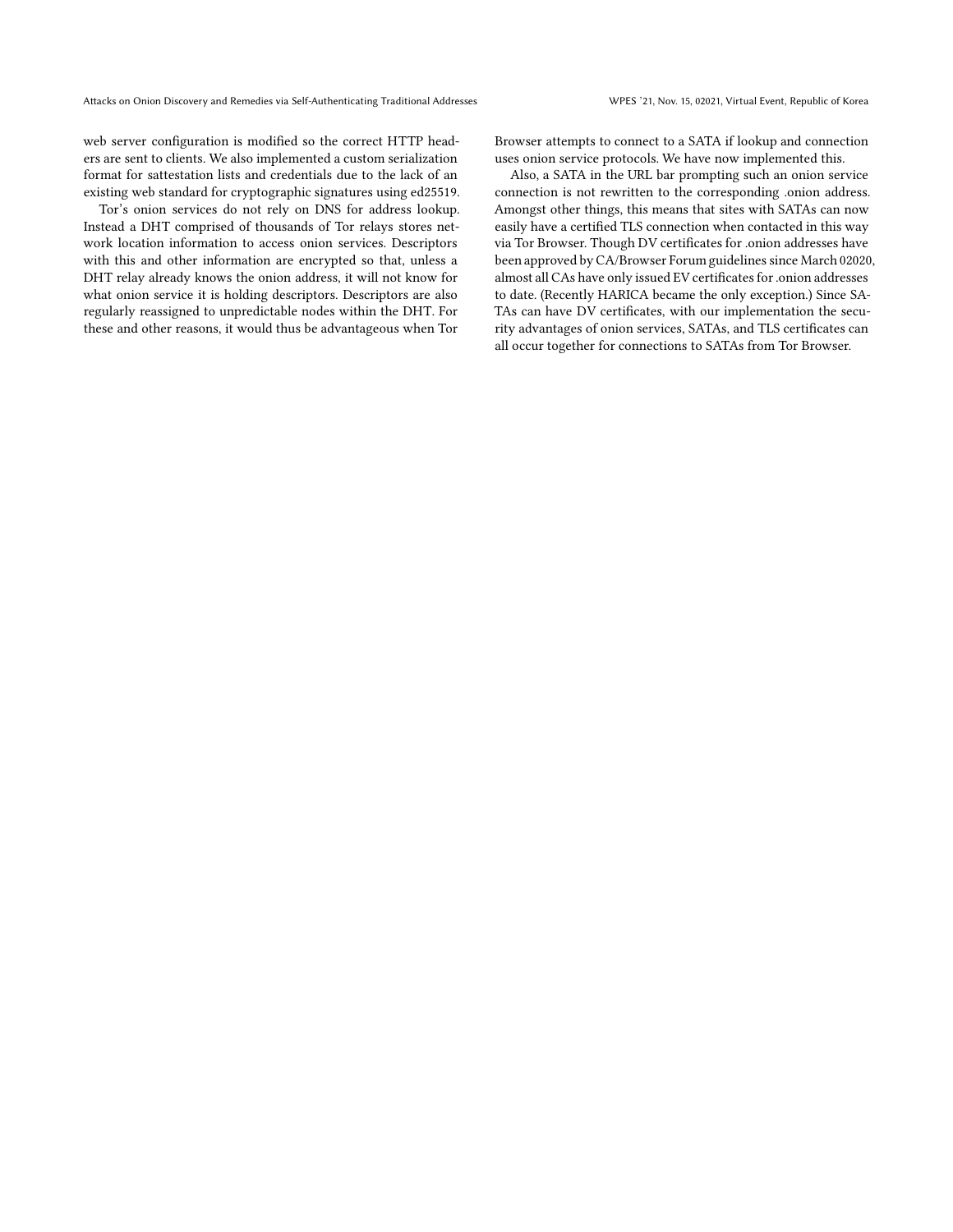web server configuration is modified so the correct HTTP headers are sent to clients. We also implemented a custom serialization format for sattestation lists and credentials due to the lack of an existing web standard for cryptographic signatures using ed25519.

Tor's onion services do not rely on DNS for address lookup. Instead a DHT comprised of thousands of Tor relays stores network location information to access onion services. Descriptors with this and other information are encrypted so that, unless a DHT relay already knows the onion address, it will not know for what onion service it is holding descriptors. Descriptors are also regularly reassigned to unpredictable nodes within the DHT. For these and other reasons, it would thus be advantageous when Tor Browser attempts to connect to a SATA if lookup and connection uses onion service protocols. We have now implemented this.

Also, a SATA in the URL bar prompting such an onion service connection is not rewritten to the corresponding .onion address. Amongst other things, this means that sites with SATAs can now easily have a certified TLS connection when contacted in this way via Tor Browser. Though DV certificates for .onion addresses have been approved by CA/Browser Forum guidelines since March 02020, almost all CAs have only issued EV certificates for .onion addresses to date. (Recently HARICA became the only exception.) Since SATAs can have DV certificates, with our implementation the security advantages of onion services, SATAs, and TLS certificates can all occur together for connections to SATAs from Tor Browser.